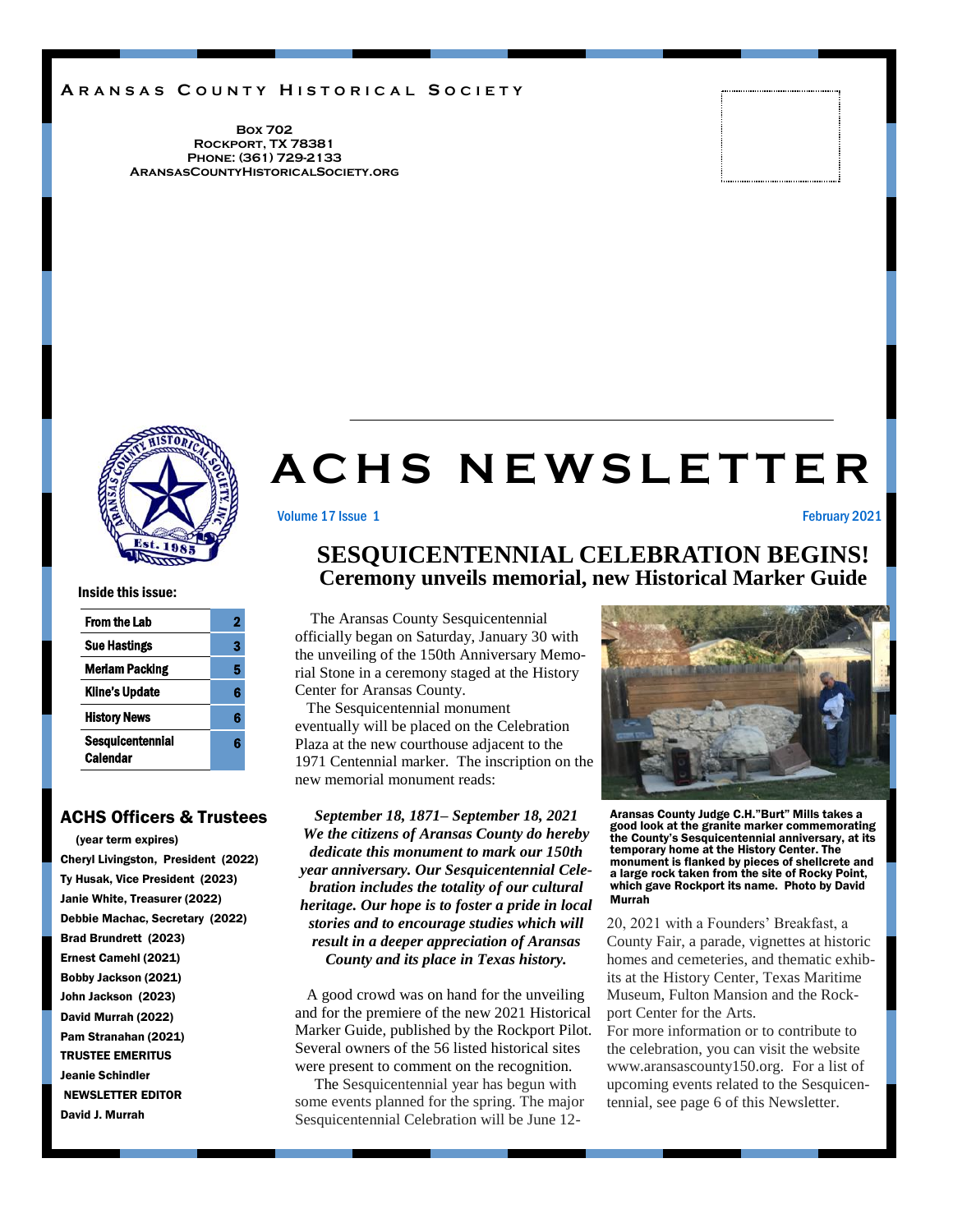**Aransas County Historical Society**

**Box 702**
**Rockport, TX 78381**
**Phone: (361) 729-2133**
**AransasCountyHistoricalSociety.org**

# ACHS NEWSLETTER

Volume 17 Issue 1

February 2021

**Inside this issue:**

| | |
|---|---|
| From the Lab | 2 |
| Sue Hastings | 3 |
| Meriam Packing | 5 |
| Kline's Update | 6 |
| History News | 6 |
| Sesquicentennial Calendar | 6 |

## ACHS Officers & Trustees

(year term expires)

Cheryl Livingston, President (2022)
Ty Husak, Vice President (2023)
Janie White, Treasurer (2022)
Debbie Machac, Secretary (2022)
Brad Brundrett (2023)
Ernest Camehl (2021)
Bobby Jackson (2021)
John Jackson (2023)
David Murrah (2022)
Pam Stranahan (2021)

TRUSTEE EMERITUS
Jeanie Schindler

NEWSLETTER EDITOR
David J. Murrah

## SESQUICENTENNIAL CELEBRATION BEGINS!

### Ceremony unveils memorial, new Historical Marker Guide

The Aransas County Sesquicentennial officially began on Saturday, January 30 with the unveiling of the 150th Anniversary Memorial Stone in a ceremony staged at the History Center for Aransas County.

The Sesquicentennial monument eventually will be placed on the Celebration Plaza at the new courthouse adjacent to the 1971 Centennial marker. The inscription on the new memorial monument reads:

***September 18, 1871– September 18, 2021***
***We the citizens of Aransas County do hereby dedicate this monument to mark our 150th year anniversary. Our Sesquicentennial Celebration includes the totality of our cultural heritage. Our hope is to foster a pride in local stories and to encourage studies which will result in a deeper appreciation of Aransas County and its place in Texas history.***

A good crowd was on hand for the unveiling and for the premiere of the new 2021 Historical Marker Guide, published by the Rockport Pilot. Several owners of the 56 listed historical sites were present to comment on the recognition.

The Sesquicentennial year has begun with some events planned for the spring. The major Sesquicentennial Celebration will be June 12-20, 2021 with a Founders' Breakfast, a County Fair, a parade, vignettes at historic homes and cemeteries, and thematic exhibits at the History Center, Texas Maritime Museum, Fulton Mansion and the Rockport Center for the Arts.

For more information or to contribute to the celebration, you can visit the website www.aransascounty150.org. For a list of upcoming events related to the Sesquicentennial, see page 6 of this Newsletter.

**Aransas County Judge C.H."Burt" Mills takes a good look at the granite marker commemorating the County's Sesquicentennial anniversary, at its temporary home at the History Center. The monument is flanked by pieces of shellcrete and a large rock taken from the site of Rocky Point, which gave Rockport its name. Photo by David Murrah**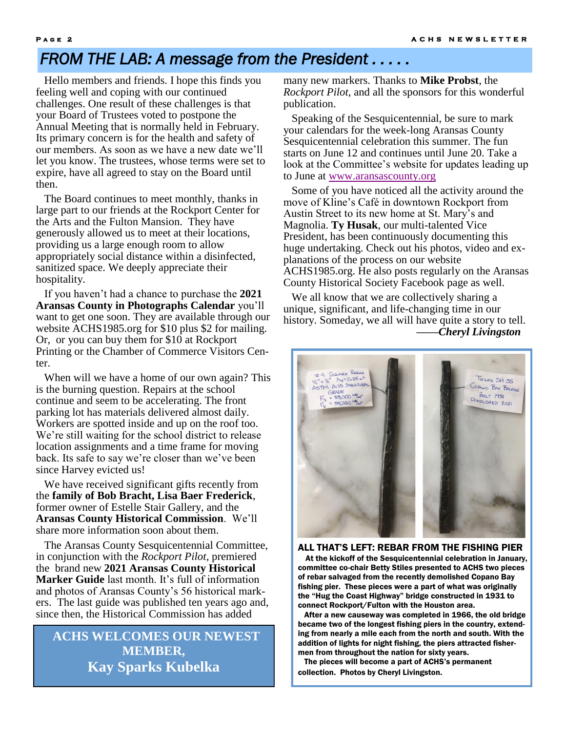## FROM THE LAB: A message from the President . . . . .

Hello members and friends. I hope this finds you feeling well and coping with our continued challenges. One result of these challenges is that your Board of Trustees voted to postpone the Annual Meeting that is normally held in February. Its primary concern is for the health and safety of our members. As soon as we have a new date we'll let you know. The trustees, whose terms were set to expire, have all agreed to stay on the Board until then.

The Board continues to meet monthly, thanks in large part to our friends at the Rockport Center for the Arts and the Fulton Mansion. They have generously allowed us to meet at their locations, providing us a large enough room to allow appropriately social distance within a disinfected, sanitized space. We deeply appreciate their hospitality.

If you haven't had a chance to purchase the **2021 Aransas County in Photographs Calendar** you'll want to get one soon. They are available through our website ACHS1985.org for $10 plus $2 for mailing. Or, or you can buy them for $10 at Rockport Printing or the Chamber of Commerce Visitors Center.

When will we have a home of our own again? This is the burning question. Repairs at the school continue and seem to be accelerating. The front parking lot has materials delivered almost daily. Workers are spotted inside and up on the roof too. We're still waiting for the school district to release location assignments and a time frame for moving back. Its safe to say we're closer than we've been since Harvey evicted us!

We have received significant gifts recently from the **family of Bob Bracht, Lisa Baer Frederick**, former owner of Estelle Stair Gallery, and the **Aransas County Historical Commission**. We'll share more information soon about them.

The Aransas County Sesquicentennial Committee, in conjunction with the *Rockport Pilot*, premiered the brand new **2021 Aransas County Historical Marker Guide** last month. It's full of information and photos of Aransas County's 56 historical markers. The last guide was published ten years ago and, since then, the Historical Commission has added many new markers. Thanks to **Mike Probst**, the *Rockport Pilot*, and all the sponsors for this wonderful publication.

Speaking of the Sesquicentennial, be sure to mark your calendars for the week-long Aransas County Sesquicentennial celebration this summer. The fun starts on June 12 and continues until June 20. Take a look at the Committee's website for updates leading up to June at www.aransascounty.org

Some of you have noticed all the activity around the move of Kline's Café in downtown Rockport from Austin Street to its new home at St. Mary's and Magnolia. **Ty Husak**, our multi-talented Vice President, has been continuously documenting this huge undertaking. Check out his photos, video and explanations of the process on our website ACHS1985.org. He also posts regularly on the Aransas County Historical Society Facebook page as well.

We all know that we are collectively sharing a unique, significant, and life-changing time in our history. Someday, we all will have quite a story to tell.

——*Cheryl Livingston*

**ACHS WELCOMES OUR NEWEST MEMBER,**
**Kay Sparks Kubelka**

**ALL THAT'S LEFT: REBAR FROM THE FISHING PIER**

**At the kickoff of the Sesquicentennial celebration in January, committee co-chair Betty Stiles presented to ACHS two pieces of rebar salvaged from the recently demolished Copano Bay fishing pier. These pieces were a part of what was originally the "Hug the Coast Highway" bridge constructed in 1931 to connect Rockport/Fulton with the Houston area.**

**After a new causeway was completed in 1966, the old bridge became two of the longest fishing piers in the country, extending from nearly a mile each from the north and south. With the addition of lights for night fishing, the piers attracted fishermen from throughout the nation for sixty years.**

**The pieces will become a part of ACHS's permanent collection. Photos by Cheryl Livingston.**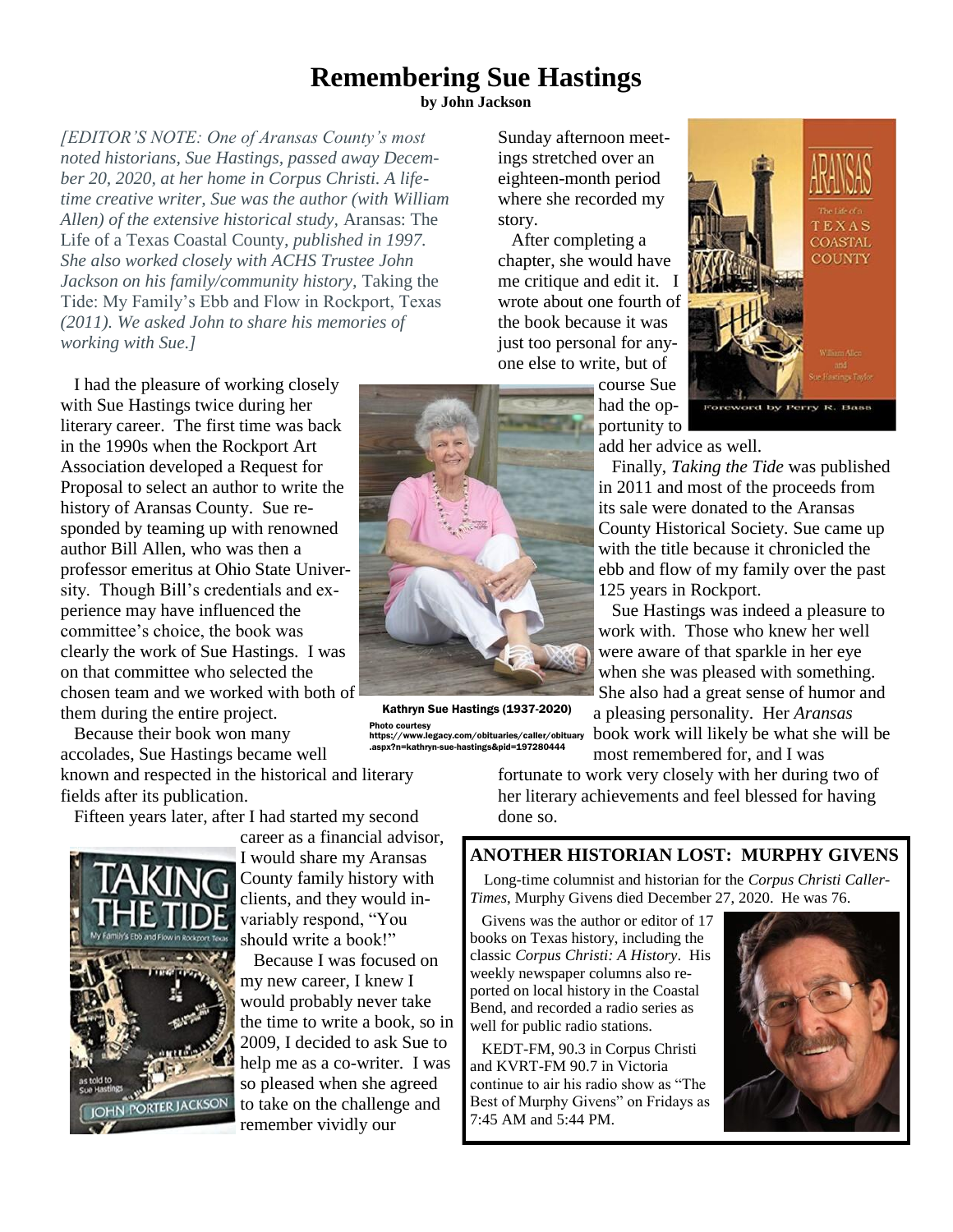# Remembering Sue Hastings

**by John Jackson**

*[EDITOR'S NOTE: One of Aransas County's most noted historians, Sue Hastings, passed away December 20, 2020, at her home in Corpus Christi. A lifetime creative writer, Sue was the author (with William Allen) of the extensive historical study,* Aransas: The Life of a Texas Coastal County*, published in 1997. She also worked closely with ACHS Trustee John Jackson on his family/community history,* Taking the Tide: My Family's Ebb and Flow in Rockport, Texas *(2011). We asked John to share his memories of working with Sue.]*

I had the pleasure of working closely with Sue Hastings twice during her literary career. The first time was back in the 1990s when the Rockport Art Association developed a Request for Proposal to select an author to write the history of Aransas County. Sue responded by teaming up with renowned author Bill Allen, who was then a professor emeritus at Ohio State University. Though Bill's credentials and experience may have influenced the committee's choice, the book was clearly the work of Sue Hastings. I was on that committee who selected the chosen team and we worked with both of them during the entire project.

Kathryn Sue Hastings (1937-2020)
Photo courtesy https://www.legacy.com/obituaries/caller/obituary.aspx?n=kathryn-sue-hastings&pid=197280444

Because their book won many accolades, Sue Hastings became well known and respected in the historical and literary fields after its publication.

Fifteen years later, after I had started my second career as a financial advisor, I would share my Aransas County family history with clients, and they would invariably respond, "You should write a book!"

Because I was focused on my new career, I knew I would probably never take the time to write a book, so in 2009, I decided to ask Sue to help me as a co-writer. I was so pleased when she agreed to take on the challenge and remember vividly our Sunday afternoon meetings stretched over an eighteen-month period where she recorded my story.

After completing a chapter, she would have me critique and edit it. I wrote about one fourth of the book because it was just too personal for anyone else to write, but of course Sue had the opportunity to add her advice as well.

Finally, *Taking the Tide* was published in 2011 and most of the proceeds from its sale were donated to the Aransas County Historical Society. Sue came up with the title because it chronicled the ebb and flow of my family over the past 125 years in Rockport.

Sue Hastings was indeed a pleasure to work with. Those who knew her well were aware of that sparkle in her eye when she was pleased with something. She also had a great sense of humor and a pleasing personality. Her *Aransas* book work will likely be what she will be most remembered for, and I was fortunate to work very closely with her during two of her literary achievements and feel blessed for having done so.

## ANOTHER HISTORIAN LOST: MURPHY GIVENS

Long-time columnist and historian for the *Corpus Christi Caller-Times*, Murphy Givens died December 27, 2020. He was 76.

Givens was the author or editor of 17 books on Texas history, including the classic *Corpus Christi: A History*. His weekly newspaper columns also reported on local history in the Coastal Bend, and recorded a radio series as well for public radio stations.

KEDT-FM, 90.3 in Corpus Christi and KVRT-FM 90.7 in Victoria continue to air his radio show as "The Best of Murphy Givens" on Fridays as 7:45 AM and 5:44 PM.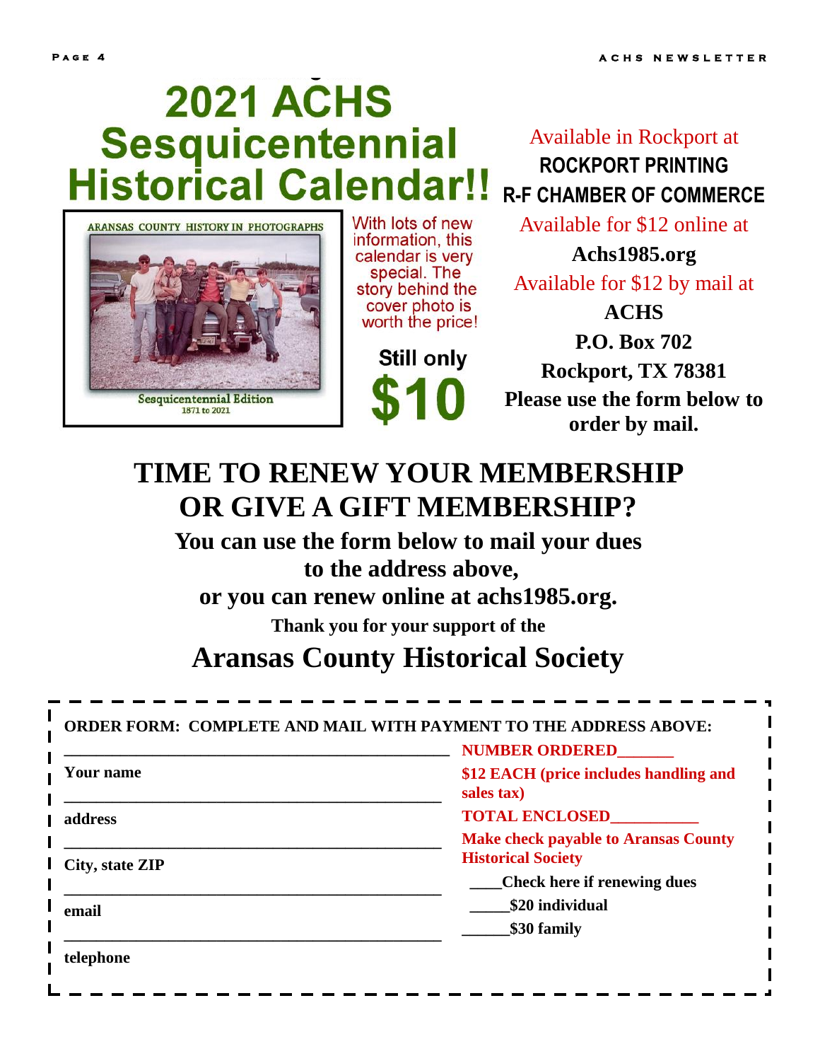# 2021 ACHS Sesquicentennial Historical Calendar!!

ARANSAS COUNTY HISTORY IN PHOTOGRAPHS

Sesquicentennial Edition
1871 to 2021

With lots of new information, this calendar is very special. The story behind the cover photo is worth the price!

**Still only**

# $10

Available in Rockport at

**ROCKPORT PRINTING**

**R-F CHAMBER OF COMMERCE**

Available for $12 online at

**Achs1985.org**

Available for $12 by mail at

**ACHS**
**P.O. Box 702**
**Rockport, TX 78381**

**Please use the form below to order by mail.**

## TIME TO RENEW YOUR MEMBERSHIP OR GIVE A GIFT MEMBERSHIP?

**You can use the form below to mail your dues to the address above, or you can renew online at achs1985.org.**

**Thank you for your support of the**

## Aransas County Historical Society

---

**ORDER FORM: COMPLETE AND MAIL WITH PAYMENT TO THE ADDRESS ABOVE:**

______________________________________________
**Your name**

______________________________________________
**address**

______________________________________________
**City, state ZIP**

______________________________________________
**email**

______________________________________________
**telephone**

**NUMBER ORDERED_______**

**$12 EACH (price includes handling and sales tax)**

**TOTAL ENCLOSED__________**

**Make check payable to Aransas County Historical Society**

**____Check here if renewing dues**

**_____$20 individual**

**______$30 family**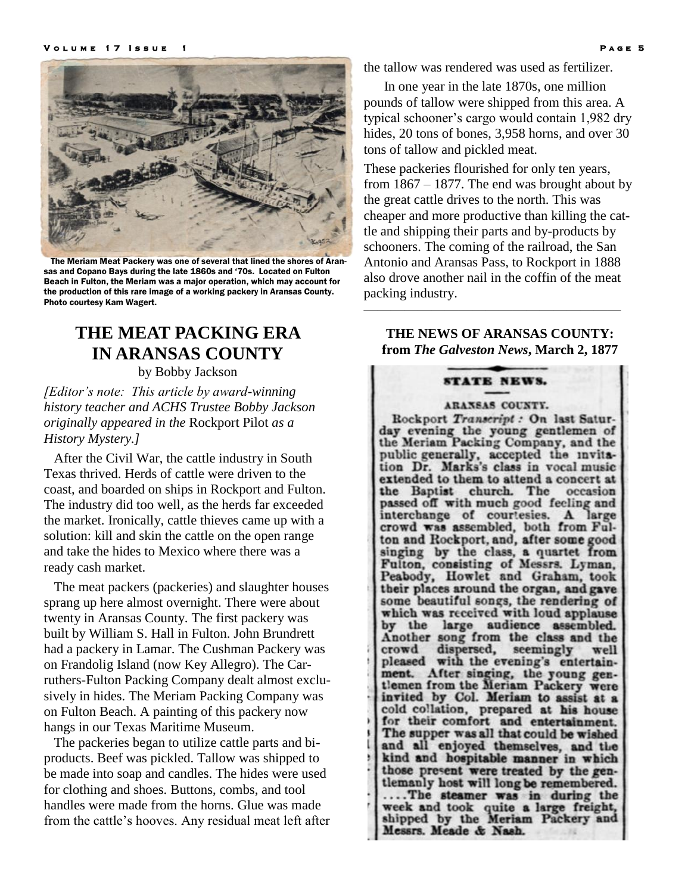The Meriam Meat Packery was one of several that lined the shores of Aransas and Copano Bays during the late 1860s and '70s. Located on Fulton Beach in Fulton, the Meriam was a major operation, which may account for the production of this rare image of a working packery in Aransas County. Photo courtesy Kam Wagert.

# THE MEAT PACKING ERA IN ARANSAS COUNTY

by Bobby Jackson

*[Editor's note: This article by award-winning history teacher and ACHS Trustee Bobby Jackson originally appeared in the* Rockport Pilot *as a History Mystery.]*

After the Civil War, the cattle industry in South Texas thrived. Herds of cattle were driven to the coast, and boarded on ships in Rockport and Fulton. The industry did too well, as the herds far exceeded the market. Ironically, cattle thieves came up with a solution: kill and skin the cattle on the open range and take the hides to Mexico where there was a ready cash market.

The meat packers (packeries) and slaughter houses sprang up here almost overnight. There were about twenty in Aransas County. The first packery was built by William S. Hall in Fulton. John Brundrett had a packery in Lamar. The Cushman Packery was on Frandolig Island (now Key Allegro). The Carruthers-Fulton Packing Company dealt almost exclusively in hides. The Meriam Packing Company was on Fulton Beach. A painting of this packery now hangs in our Texas Maritime Museum.

The packeries began to utilize cattle parts and bi-products. Beef was pickled. Tallow was shipped to be made into soap and candles. The hides were used for clothing and shoes. Buttons, combs, and tool handles were made from the horns. Glue was made from the cattle's hooves. Any residual meat left after the tallow was rendered was used as fertilizer.

In one year in the late 1870s, one million pounds of tallow were shipped from this area. A typical schooner's cargo would contain 1,982 dry hides, 20 tons of bones, 3,958 horns, and over 30 tons of tallow and pickled meat.

These packeries flourished for only ten years, from 1867 – 1877. The end was brought about by the great cattle drives to the north. This was cheaper and more productive than killing the cattle and shipping their parts and by-products by schooners. The coming of the railroad, the San Antonio and Aransas Pass, to Rockport in 1888 also drove another nail in the coffin of the meat packing industry.

---

## THE NEWS OF ARANSAS COUNTY: from *The Galveston News*, March 2, 1877

**STATE NEWS.**

**ARANSAS COUNTY.**

Rockport *Transcript* : On last Saturday evening the young gentlemen of the Meriam Packing Company, and the public generally, accepted the invitation Dr. Marks's class in vocal music extended to them to attend a concert at the Baptist church. The occasion passed off with much good feeling and interchange of courtesies. A large crowd was assembled, both from Fulton and Rockport, and, after some good singing by the class, a quartet from Fulton, consisting of Messrs. Lyman, Peabody, Howlet and Graham, took their places around the organ, and gave some beautiful songs, the rendering of which was received with loud applause by the large audience assembled. Another song from the class and the crowd dispersed, seemingly well pleased with the evening's entertainment. After singing, the young gentlemen from the Meriam Packery were invited by Col. Meriam to assist at a cold collation, prepared at his house for their comfort and entertainment. The supper was all that could be wished and all enjoyed themselves, and the kind and hospitable manner in which those present were treated by the gentlemanly host will long be remembered. ....The steamer was in during the week and took quite a large freight, shipped by the Meriam Packery and Messrs. Meade & Nash.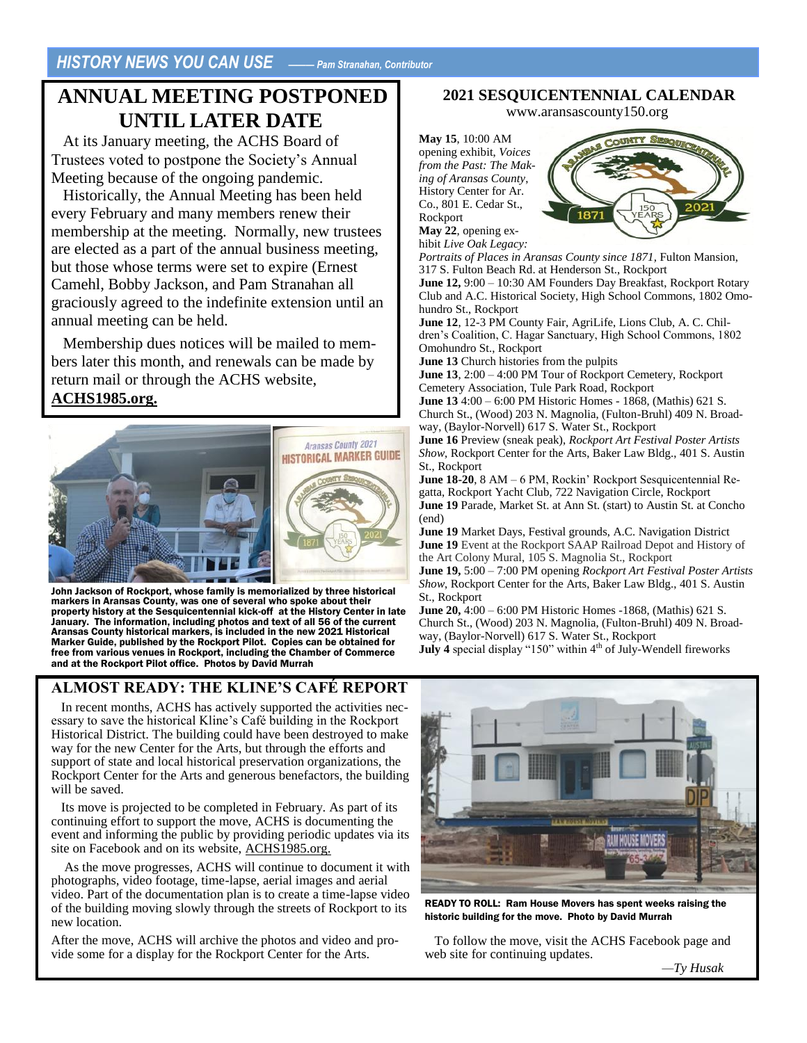## HISTORY NEWS YOU CAN USE

*—— Pam Stranahan, Contributor*

# ANNUAL MEETING POSTPONED UNTIL LATER DATE

At its January meeting, the ACHS Board of Trustees voted to postpone the Society's Annual Meeting because of the ongoing pandemic.

Historically, the Annual Meeting has been held every February and many members renew their membership at the meeting. Normally, new trustees are elected as a part of the annual business meeting, but those whose terms were set to expire (Ernest Camehl, Bobby Jackson, and Pam Stranahan all graciously agreed to the indefinite extension until an annual meeting can be held.

Membership dues notices will be mailed to members later this month, and renewals can be made by return mail or through the ACHS website, **ACHS1985.org.**

**John Jackson of Rockport, whose family is memorialized by three historical markers in Aransas County, was one of several who spoke about their property history at the Sesquicentennial kick-off at the History Center in late January. The information, including photos and text of all 56 of the current Aransas County historical markers, is included in the new 2021 Historical Marker Guide, published by the Rockport Pilot. Copies can be obtained for free from various venues in Rockport, including the Chamber of Commerce and at the Rockport Pilot office. Photos by David Murrah**

## 2021 SESQUICENTENNIAL CALENDAR

www.aransascounty150.org

**May 15**, 10:00 AM opening exhibit, *Voices from the Past: The Making of Aransas County*, History Center for Ar. Co., 801 E. Cedar St., Rockport

**May 22**, opening exhibit *Live Oak Legacy: Portraits of Places in Aransas County since 1871*, Fulton Mansion, 317 S. Fulton Beach Rd. at Henderson St., Rockport

**June 12,** 9:00 – 10:30 AM Founders Day Breakfast, Rockport Rotary Club and A.C. Historical Society, High School Commons, 1802 Omohundro St., Rockport

**June 12**, 12-3 PM County Fair, AgriLife, Lions Club, A. C. Children's Coalition, C. Hagar Sanctuary, High School Commons, 1802 Omohundro St., Rockport

**June 13** Church histories from the pulpits

**June 13**, 2:00 – 4:00 PM Tour of Rockport Cemetery, Rockport Cemetery Association, Tule Park Road, Rockport

**June 13** 4:00 – 6:00 PM Historic Homes - 1868, (Mathis) 621 S. Church St., (Wood) 203 N. Magnolia, (Fulton-Bruhl) 409 N. Broadway, (Baylor-Norvell) 617 S. Water St., Rockport

**June 16** Preview (sneak peak), *Rockport Art Festival Poster Artists Show*, Rockport Center for the Arts, Baker Law Bldg., 401 S. Austin St., Rockport

**June 18-20**, 8 AM – 6 PM, Rockin' Rockport Sesquicentennial Regatta, Rockport Yacht Club, 722 Navigation Circle, Rockport

**June 19** Parade, Market St. at Ann St. (start) to Austin St. at Concho (end)

**June 19** Market Days, Festival grounds, A.C. Navigation District

**June 19** Event at the Rockport SAAP Railroad Depot and History of the Art Colony Mural, 105 S. Magnolia St., Rockport

**June 19,** 5:00 – 7:00 PM opening *Rockport Art Festival Poster Artists Show*, Rockport Center for the Arts, Baker Law Bldg., 401 S. Austin St., Rockport

**June 20,** 4:00 – 6:00 PM Historic Homes -1868, (Mathis) 621 S. Church St., (Wood) 203 N. Magnolia, (Fulton-Bruhl) 409 N. Broadway, (Baylor-Norvell) 617 S. Water St., Rockport

**July 4** special display "150" within 4th of July-Wendell fireworks

## ALMOST READY: THE KLINE'S CAFÉ REPORT

In recent months, ACHS has actively supported the activities necessary to save the historical Kline's Café building in the Rockport Historical District. The building could have been destroyed to make way for the new Center for the Arts, but through the efforts and support of state and local historical preservation organizations, the Rockport Center for the Arts and generous benefactors, the building will be saved.

Its move is projected to be completed in February. As part of its continuing effort to support the move, ACHS is documenting the event and informing the public by providing periodic updates via its site on Facebook and on its website, ACHS1985.org.

As the move progresses, ACHS will continue to document it with photographs, video footage, time-lapse, aerial images and aerial video. Part of the documentation plan is to create a time-lapse video of the building moving slowly through the streets of Rockport to its new location.

After the move, ACHS will archive the photos and video and provide some for a display for the Rockport Center for the Arts.

**READY TO ROLL: Ram House Movers has spent weeks raising the historic building for the move. Photo by David Murrah**

To follow the move, visit the ACHS Facebook page and web site for continuing updates.

*—Ty Husak*